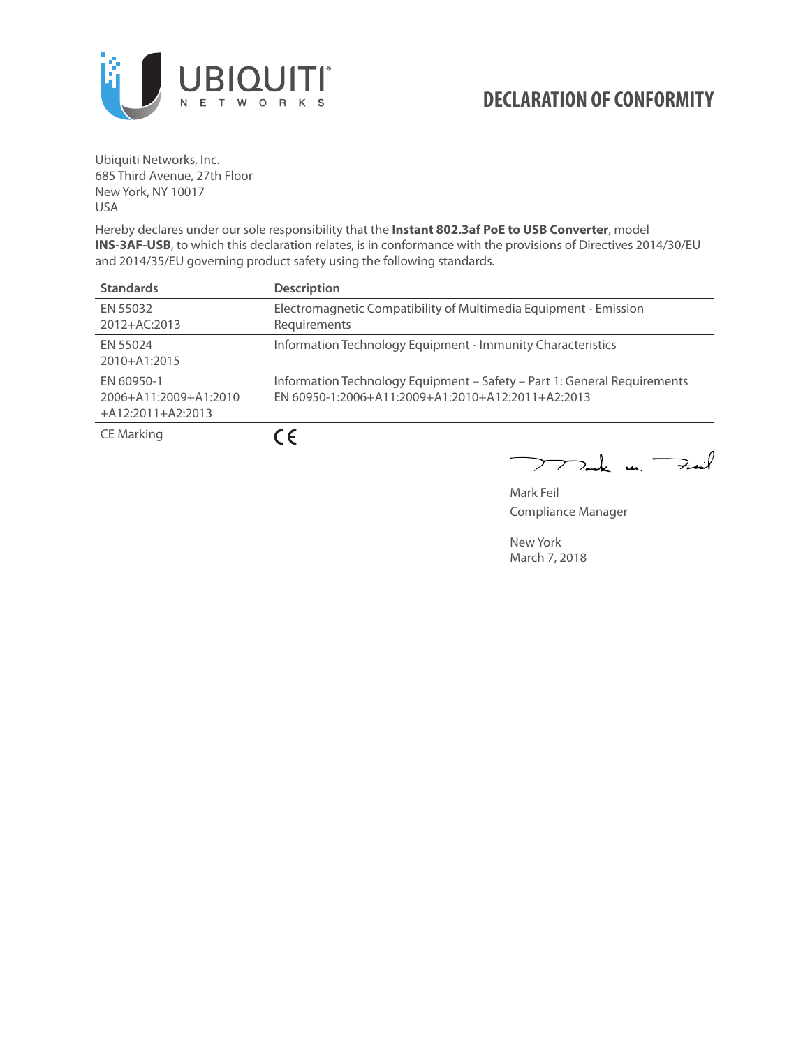# DECLARATION OF CONFORMITY

Ubiquiti Networks, Inc.
685 Third Avenue, 27th Floor
New York, NY 10017
USA

Hereby declares under our sole responsibility that the **Instant 802.3af PoE to USB Converter**, model **INS-3AF-USB**, to which this declaration relates, is in conformance with the provisions of Directives 2014/30/EU and 2014/35/EU governing product safety using the following standards.

| Standards | Description |
|---|---|
| EN 55032 2012+AC:2013 | Electromagnetic Compatibility of Multimedia Equipment - Emission Requirements |
| EN 55024 2010+A1:2015 | Information Technology Equipment - Immunity Characteristics |
| EN 60950-1 2006+A11:2009+A1:2010 +A12:2011+A2:2013 | Information Technology Equipment – Safety – Part 1: General Requirements EN 60950-1:2006+A11:2009+A1:2010+A12:2011+A2:2013 |
| CE Marking | CE |

Mark Feil
Compliance Manager

New York
March 7, 2018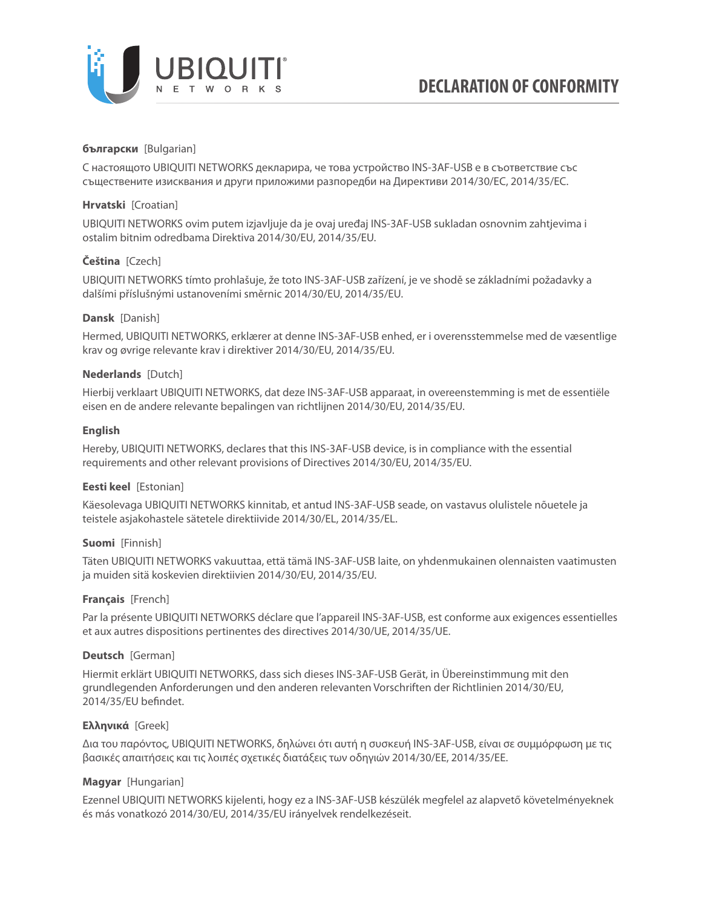# DECLARATION OF CONFORMITY

**български** [Bulgarian]

С настоящото UBIQUITI NETWORKS декларира, че това устройство INS-3AF-USB е в съответствие със съществените изисквания и други приложими разпоредби на Директиви 2014/30/ЕС, 2014/35/ЕС.

**Hrvatski** [Croatian]

UBIQUITI NETWORKS ovim putem izjavljuje da je ovaj uređaj INS-3AF-USB sukladan osnovnim zahtjevima i ostalim bitnim odredbama Direktiva 2014/30/EU, 2014/35/EU.

**Čeština** [Czech]

UBIQUITI NETWORKS tímto prohlašuje, že toto INS-3AF-USB zařízení, je ve shodě se základními požadavky a dalšími příslušnými ustanoveními směrnic 2014/30/EU, 2014/35/EU.

**Dansk** [Danish]

Hermed, UBIQUITI NETWORKS, erklærer at denne INS-3AF-USB enhed, er i overensstemmelse med de væsentlige krav og øvrige relevante krav i direktiver 2014/30/EU, 2014/35/EU.

**Nederlands** [Dutch]

Hierbij verklaart UBIQUITI NETWORKS, dat deze INS-3AF-USB apparaat, in overeenstemming is met de essentiële eisen en de andere relevante bepalingen van richtlijnen 2014/30/EU, 2014/35/EU.

**English**

Hereby, UBIQUITI NETWORKS, declares that this INS-3AF-USB device, is in compliance with the essential requirements and other relevant provisions of Directives 2014/30/EU, 2014/35/EU.

**Eesti keel** [Estonian]

Käesolevaga UBIQUITI NETWORKS kinnitab, et antud INS-3AF-USB seade, on vastavus olulistele nõuetele ja teistele asjakohastele sätetele direktiivide 2014/30/EL, 2014/35/EL.

**Suomi** [Finnish]

Täten UBIQUITI NETWORKS vakuuttaa, että tämä INS-3AF-USB laite, on yhdenmukainen olennaisten vaatimusten ja muiden sitä koskevien direktiivien 2014/30/EU, 2014/35/EU.

**Français** [French]

Par la présente UBIQUITI NETWORKS déclare que l'appareil INS-3AF-USB, est conforme aux exigences essentielles et aux autres dispositions pertinentes des directives 2014/30/UE, 2014/35/UE.

**Deutsch** [German]

Hiermit erklärt UBIQUITI NETWORKS, dass sich dieses INS-3AF-USB Gerät, in Übereinstimmung mit den grundlegenden Anforderungen und den anderen relevanten Vorschriften der Richtlinien 2014/30/EU, 2014/35/EU befindet.

**Ελληνικά** [Greek]

Δια του παρόντος, UBIQUITI NETWORKS, δηλώνει ότι αυτή η συσκευή INS-3AF-USB, είναι σε συμμόρφωση με τις βασικές απαιτήσεις και τις λοιπές σχετικές διατάξεις των οδηγιών 2014/30/EE, 2014/35/EE.

**Magyar** [Hungarian]

Ezennel UBIQUITI NETWORKS kijelenti, hogy ez a INS-3AF-USB készülék megfelel az alapvető követelményeknek és más vonatkozó 2014/30/EU, 2014/35/EU irányelvek rendelkezéseit.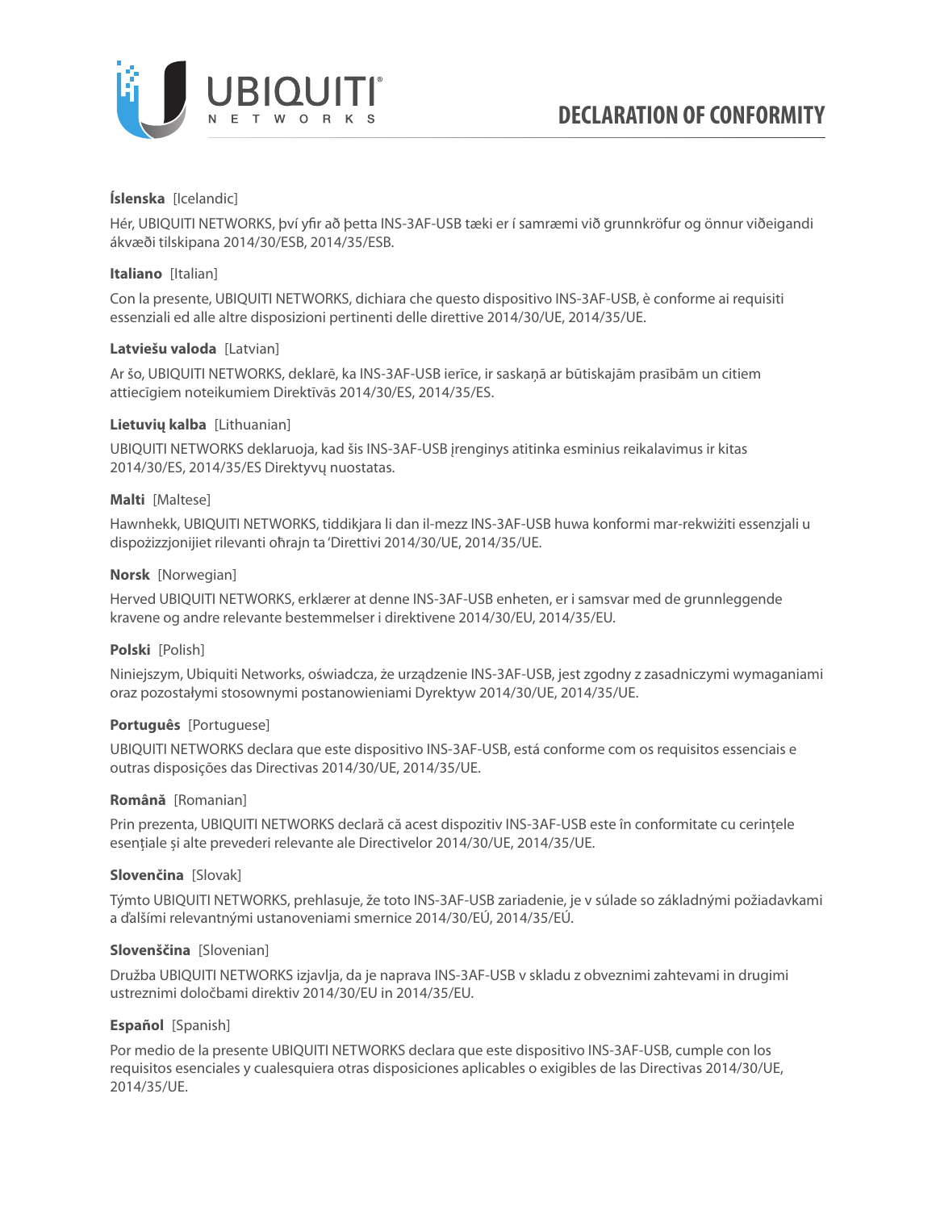# DECLARATION OF CONFORMITY

**Íslenska** [Icelandic]

Hér, UBIQUITI NETWORKS, því yfir að þetta INS-3AF-USB tæki er í samræmi við grunnkröfur og önnur viðeigandi ákvæði tilskipana 2014/30/ESB, 2014/35/ESB.

**Italiano** [Italian]

Con la presente, UBIQUITI NETWORKS, dichiara che questo dispositivo INS-3AF-USB, è conforme ai requisiti essenziali ed alle altre disposizioni pertinenti delle direttive 2014/30/UE, 2014/35/UE.

**Latviešu valoda** [Latvian]

Ar šo, UBIQUITI NETWORKS, deklarē, ka INS-3AF-USB ierīce, ir saskaņā ar būtiskajām prasībām un citiem attiecīgiem noteikumiem Direktīvās 2014/30/ES, 2014/35/ES.

**Lietuvių kalba** [Lithuanian]

UBIQUITI NETWORKS deklaruoja, kad šis INS-3AF-USB įrenginys atitinka esminius reikalavimus ir kitas 2014/30/ES, 2014/35/ES Direktyvų nuostatas.

**Malti** [Maltese]

Hawnhekk, UBIQUITI NETWORKS, tiddikjara li dan il-mezz INS-3AF-USB huwa konformi mar-rekwiżiti essenzjali u dispożizzjonijiet rilevanti oħrajn ta 'Direttivi 2014/30/UE, 2014/35/UE.

**Norsk** [Norwegian]

Herved UBIQUITI NETWORKS, erklærer at denne INS-3AF-USB enheten, er i samsvar med de grunnleggende kravene og andre relevante bestemmelser i direktivene 2014/30/EU, 2014/35/EU.

**Polski** [Polish]

Niniejszym, Ubiquiti Networks, oświadcza, że urządzenie INS-3AF-USB, jest zgodny z zasadniczymi wymaganiami oraz pozostałymi stosownymi postanowieniami Dyrektyw 2014/30/UE, 2014/35/UE.

**Português** [Portuguese]

UBIQUITI NETWORKS declara que este dispositivo INS-3AF-USB, está conforme com os requisitos essenciais e outras disposições das Directivas 2014/30/UE, 2014/35/UE.

**Română** [Romanian]

Prin prezenta, UBIQUITI NETWORKS declară că acest dispozitiv INS-3AF-USB este în conformitate cu cerințele esențiale și alte prevederi relevante ale Directivelor 2014/30/UE, 2014/35/UE.

**Slovenčina** [Slovak]

Týmto UBIQUITI NETWORKS, prehlasuje, že toto INS-3AF-USB zariadenie, je v súlade so základnými požiadavkami a ďalšími relevantnými ustanoveniami smernice 2014/30/EÚ, 2014/35/EÚ.

**Slovenščina** [Slovenian]

Družba UBIQUITI NETWORKS izjavlja, da je naprava INS-3AF-USB v skladu z obveznimi zahtevami in drugimi ustreznimi določbami direktiv 2014/30/EU in 2014/35/EU.

**Español** [Spanish]

Por medio de la presente UBIQUITI NETWORKS declara que este dispositivo INS-3AF-USB, cumple con los requisitos esenciales y cualesquiera otras disposiciones aplicables o exigibles de las Directivas 2014/30/UE, 2014/35/UE.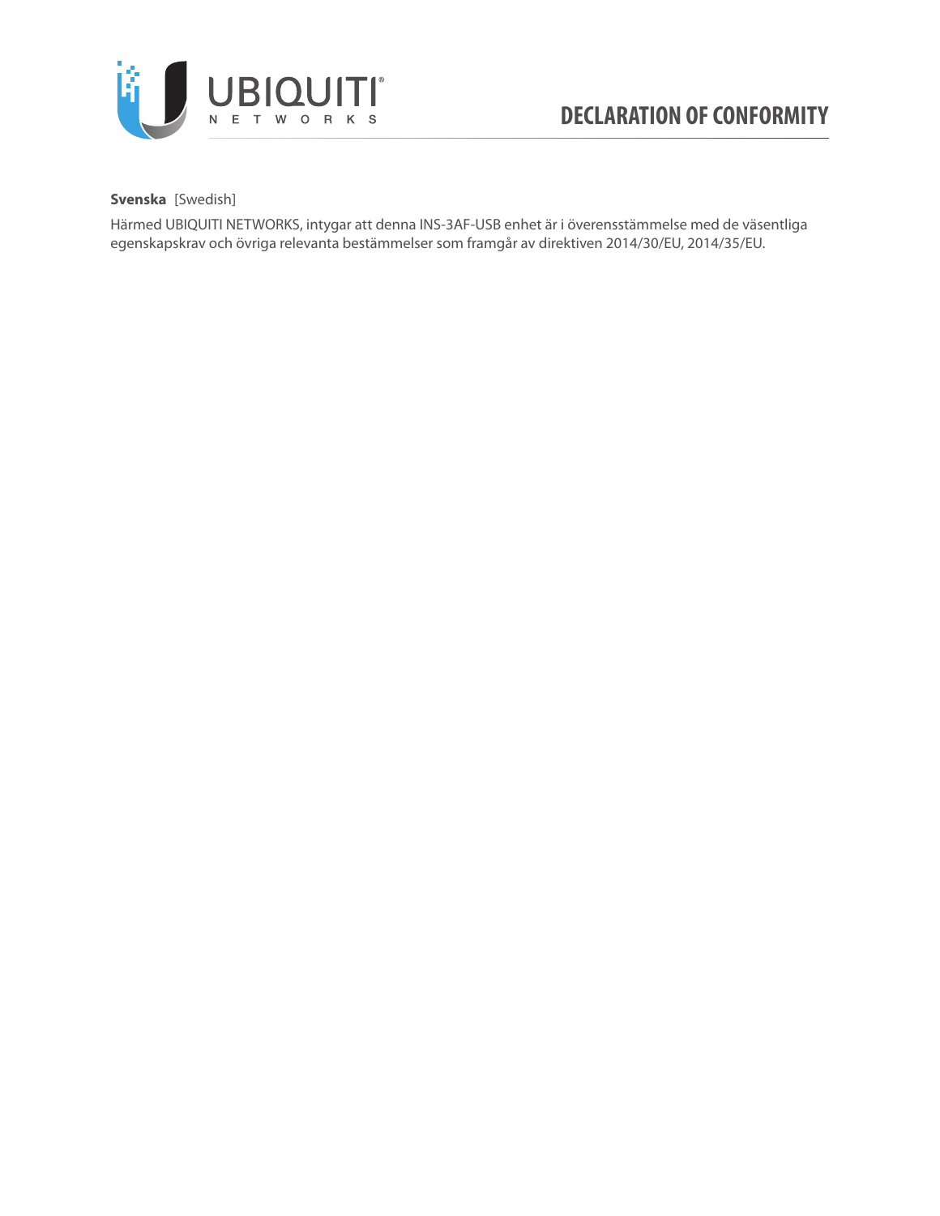**Svenska** [Swedish]

Härmed UBIQUITI NETWORKS, intygar att denna INS-3AF-USB enhet är i överensstämmelse med de väsentliga egenskapskrav och övriga relevanta bestämmelser som framgår av direktiven 2014/30/EU, 2014/35/EU.